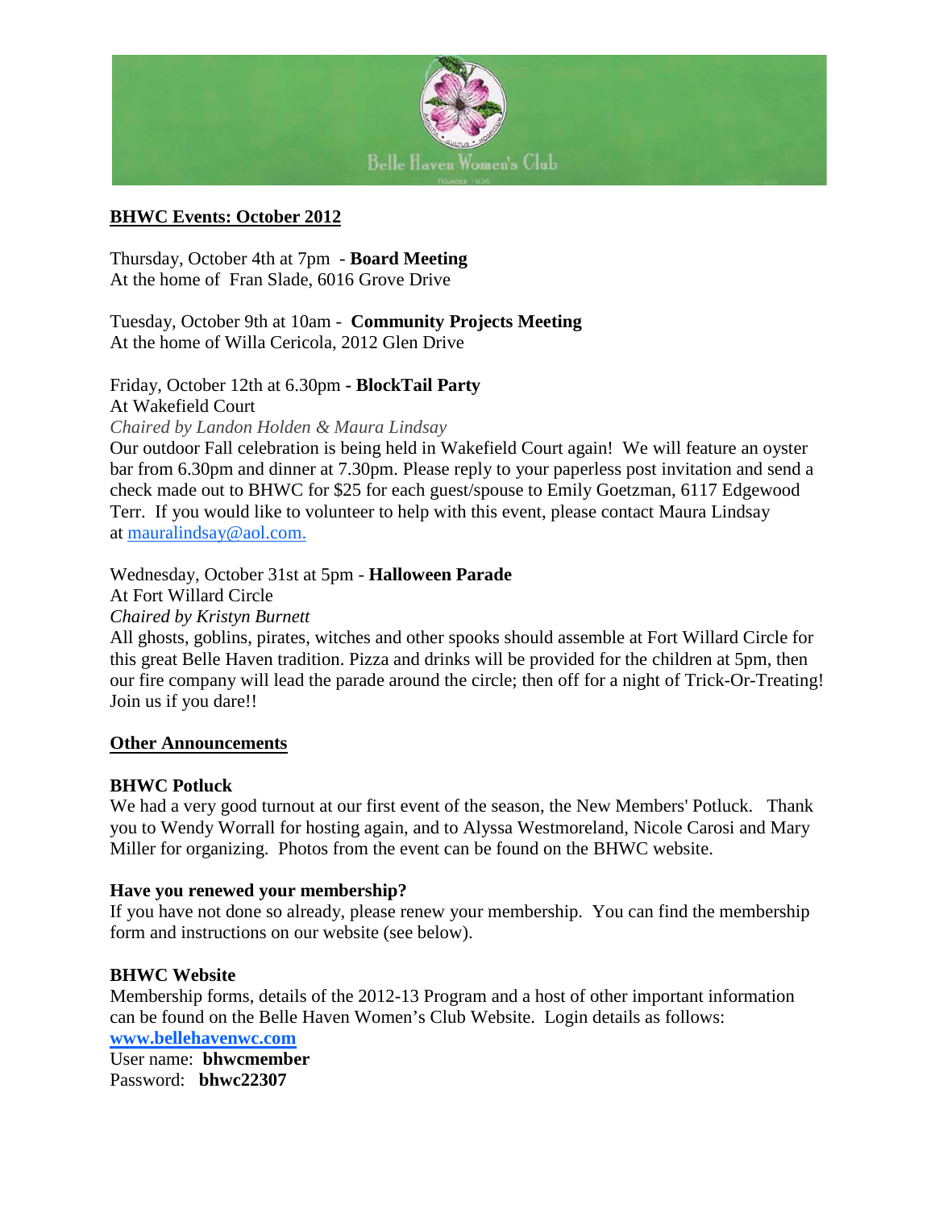Belle Haven Women's Club

## BHWC Events: October 2012

Thursday, October 4th at 7pm - **Board Meeting**
At the home of Fran Slade, 6016 Grove Drive

Tuesday, October 9th at 10am - **Community Projects Meeting**
At the home of Willa Cericola, 2012 Glen Drive

Friday, October 12th at 6.30pm **- BlockTail Party**
At Wakefield Court
*Chaired by Landon Holden & Maura Lindsay*
Our outdoor Fall celebration is being held in Wakefield Court again! We will feature an oyster bar from 6.30pm and dinner at 7.30pm. Please reply to your paperless post invitation and send a check made out to BHWC for $25 for each guest/spouse to Emily Goetzman, 6117 Edgewood Terr. If you would like to volunteer to help with this event, please contact Maura Lindsay at mauralindsay@aol.com.

Wednesday, October 31st at 5pm - **Halloween Parade**
At Fort Willard Circle
*Chaired by Kristyn Burnett*
All ghosts, goblins, pirates, witches and other spooks should assemble at Fort Willard Circle for this great Belle Haven tradition. Pizza and drinks will be provided for the children at 5pm, then our fire company will lead the parade around the circle; then off for a night of Trick-Or-Treating! Join us if you dare!!

## Other Announcements

**BHWC Potluck**
We had a very good turnout at our first event of the season, the New Members' Potluck. Thank you to Wendy Worrall for hosting again, and to Alyssa Westmoreland, Nicole Carosi and Mary Miller for organizing. Photos from the event can be found on the BHWC website.

**Have you renewed your membership?**
If you have not done so already, please renew your membership. You can find the membership form and instructions on our website (see below).

**BHWC Website**
Membership forms, details of the 2012-13 Program and a host of other important information can be found on the Belle Haven Women's Club Website. Login details as follows:
**www.bellehavenwc.com**
User name: **bhwcmember**
Password: **bhwc22307**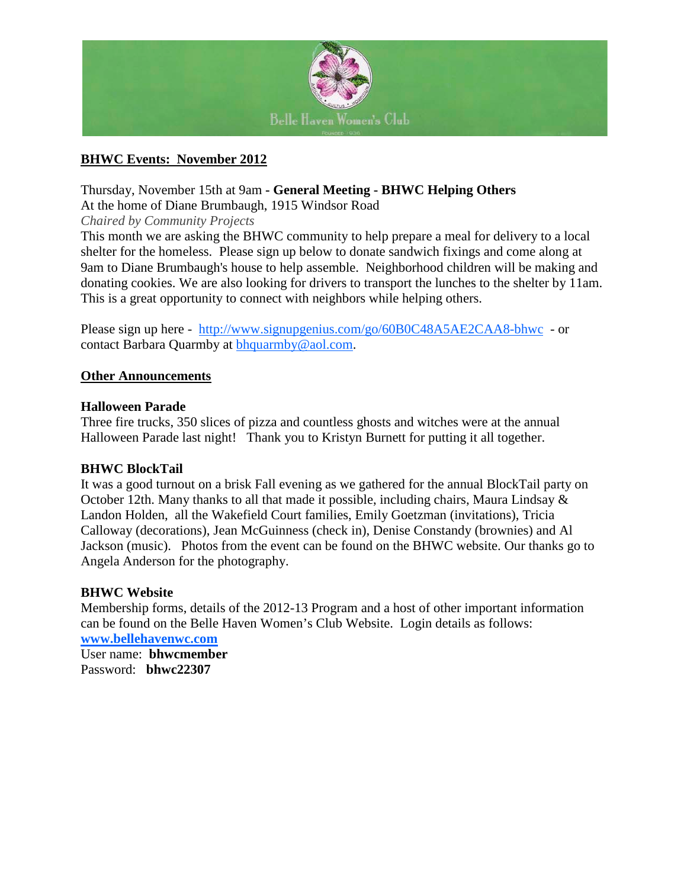# BHWC Events: November 2012

Thursday, November 15th at 9am **- General Meeting - BHWC Helping Others**
At the home of Diane Brumbaugh, 1915 Windsor Road
*Chaired by Community Projects*
This month we are asking the BHWC community to help prepare a meal for delivery to a local shelter for the homeless. Please sign up below to donate sandwich fixings and come along at 9am to Diane Brumbaugh's house to help assemble. Neighborhood children will be making and donating cookies. We are also looking for drivers to transport the lunches to the shelter by 11am. This is a great opportunity to connect with neighbors while helping others.

Please sign up here - http://www.signupgenius.com/go/60B0C48A5AE2CAA8-bhwc - or contact Barbara Quarmby at bhquarmby@aol.com.

## Other Announcements

**Halloween Parade**
Three fire trucks, 350 slices of pizza and countless ghosts and witches were at the annual Halloween Parade last night! Thank you to Kristyn Burnett for putting it all together.

**BHWC BlockTail**
It was a good turnout on a brisk Fall evening as we gathered for the annual BlockTail party on October 12th. Many thanks to all that made it possible, including chairs, Maura Lindsay & Landon Holden, all the Wakefield Court families, Emily Goetzman (invitations), Tricia Calloway (decorations), Jean McGuinness (check in), Denise Constandy (brownies) and Al Jackson (music). Photos from the event can be found on the BHWC website. Our thanks go to Angela Anderson for the photography.

**BHWC Website**
Membership forms, details of the 2012-13 Program and a host of other important information can be found on the Belle Haven Women's Club Website. Login details as follows:
**www.bellehavenwc.com**
User name: **bhwcmember**
Password: **bhwc22307**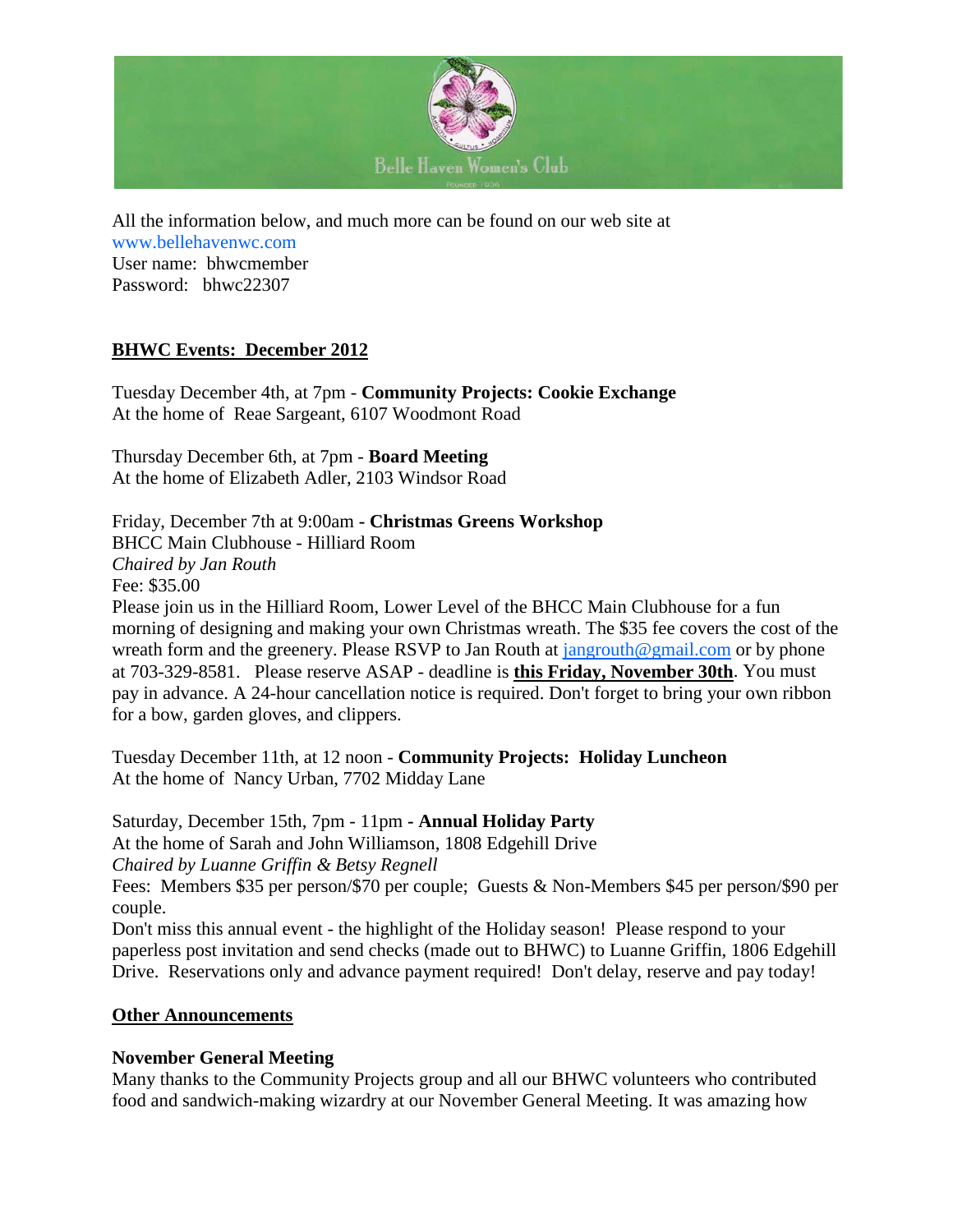Belle Haven Women's Club

All the information below, and much more can be found on our web site at www.bellehavenwc.com
User name: bhwcmember
Password: bhwc22307

**BHWC Events: December 2012**

Tuesday December 4th, at 7pm - **Community Projects: Cookie Exchange**
At the home of Reae Sargeant, 6107 Woodmont Road

Thursday December 6th, at 7pm - **Board Meeting**
At the home of Elizabeth Adler, 2103 Windsor Road

Friday, December 7th at 9:00am **- Christmas Greens Workshop**
BHCC Main Clubhouse - Hilliard Room
*Chaired by Jan Routh*
Fee: $35.00
Please join us in the Hilliard Room, Lower Level of the BHCC Main Clubhouse for a fun morning of designing and making your own Christmas wreath. The $35 fee covers the cost of the wreath form and the greenery. Please RSVP to Jan Routh at jangrouth@gmail.com or by phone at 703-329-8581. Please reserve ASAP - deadline is **this Friday, November 30th**. You must pay in advance. A 24-hour cancellation notice is required. Don't forget to bring your own ribbon for a bow, garden gloves, and clippers.

Tuesday December 11th, at 12 noon - **Community Projects: Holiday Luncheon**
At the home of Nancy Urban, 7702 Midday Lane

Saturday, December 15th, 7pm - 11pm **- Annual Holiday Party**
At the home of Sarah and John Williamson, 1808 Edgehill Drive
*Chaired by Luanne Griffin & Betsy Regnell*
Fees: Members $35 per person/$70 per couple; Guests & Non-Members $45 per person/$90 per couple.
Don't miss this annual event - the highlight of the Holiday season! Please respond to your paperless post invitation and send checks (made out to BHWC) to Luanne Griffin, 1806 Edgehill Drive. Reservations only and advance payment required! Don't delay, reserve and pay today!

**Other Announcements**

**November General Meeting**
Many thanks to the Community Projects group and all our BHWC volunteers who contributed food and sandwich-making wizardry at our November General Meeting. It was amazing how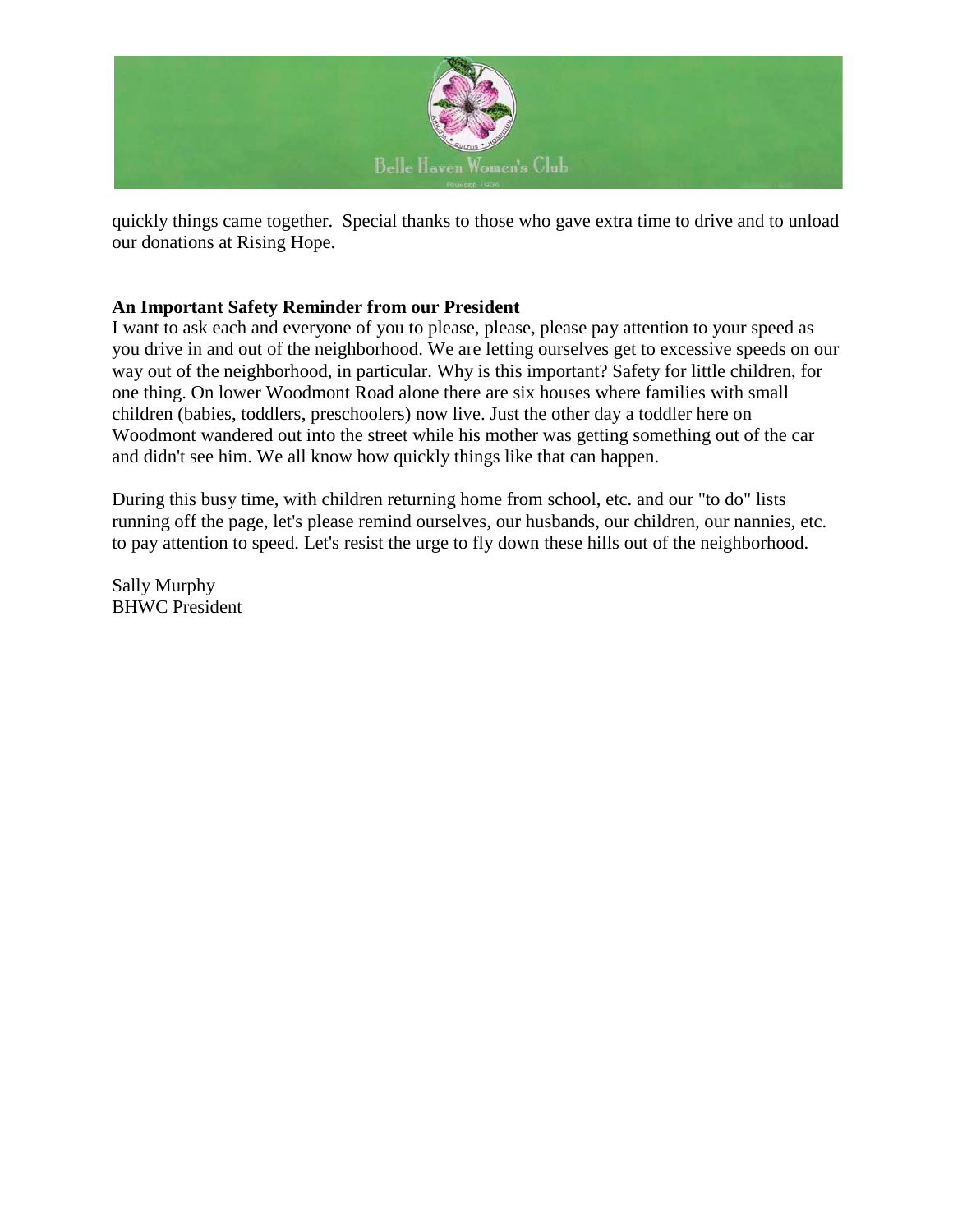quickly things came together.  Special thanks to those who gave extra time to drive and to unload our donations at Rising Hope.

**An Important Safety Reminder from our President**

I want to ask each and everyone of you to please, please, please pay attention to your speed as you drive in and out of the neighborhood. We are letting ourselves get to excessive speeds on our way out of the neighborhood, in particular. Why is this important? Safety for little children, for one thing. On lower Woodmont Road alone there are six houses where families with small children (babies, toddlers, preschoolers) now live. Just the other day a toddler here on Woodmont wandered out into the street while his mother was getting something out of the car and didn't see him. We all know how quickly things like that can happen.

During this busy time, with children returning home from school, etc. and our "to do" lists running off the page, let's please remind ourselves, our husbands, our children, our nannies, etc. to pay attention to speed. Let's resist the urge to fly down these hills out of the neighborhood.

Sally Murphy
BHWC President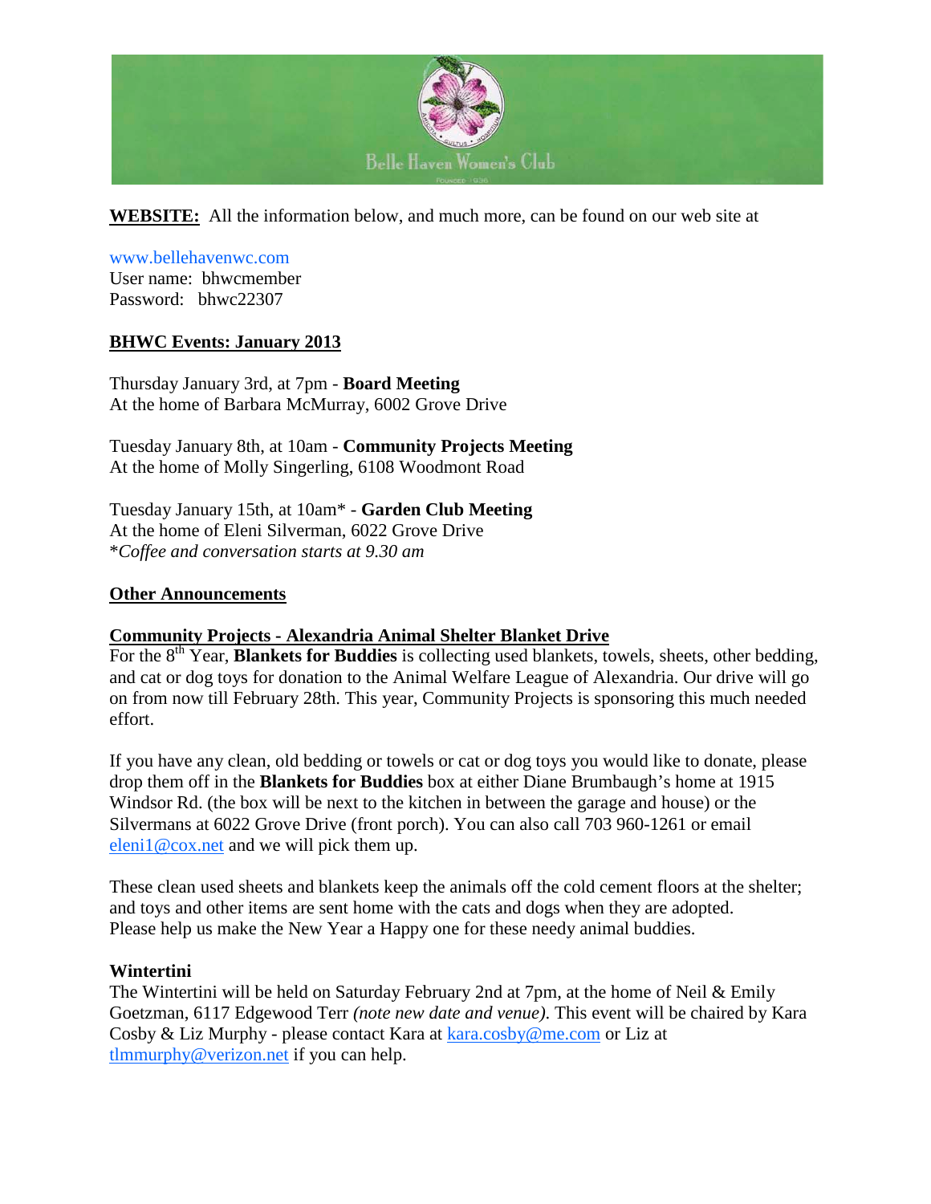Belle Haven Women's Club

**WEBSITE:** All the information below, and much more, can be found on our web site at

www.bellehavenwc.com
User name: bhwcmember
Password: bhwc22307

## BHWC Events: January 2013

Thursday January 3rd, at 7pm - **Board Meeting**
At the home of Barbara McMurray, 6002 Grove Drive

Tuesday January 8th, at 10am - **Community Projects Meeting**
At the home of Molly Singerling, 6108 Woodmont Road

Tuesday January 15th, at 10am* - **Garden Club Meeting**
At the home of Eleni Silverman, 6022 Grove Drive
**Coffee and conversation starts at 9.30 am*

## Other Announcements

### Community Projects - Alexandria Animal Shelter Blanket Drive

For the 8th Year, **Blankets for Buddies** is collecting used blankets, towels, sheets, other bedding, and cat or dog toys for donation to the Animal Welfare League of Alexandria. Our drive will go on from now till February 28th. This year, Community Projects is sponsoring this much needed effort.

If you have any clean, old bedding or towels or cat or dog toys you would like to donate, please drop them off in the **Blankets for Buddies** box at either Diane Brumbaugh's home at 1915 Windsor Rd. (the box will be next to the kitchen in between the garage and house) or the Silvermans at 6022 Grove Drive (front porch). You can also call 703 960-1261 or email eleni1@cox.net and we will pick them up.

These clean used sheets and blankets keep the animals off the cold cement floors at the shelter; and toys and other items are sent home with the cats and dogs when they are adopted.
Please help us make the New Year a Happy one for these needy animal buddies.

### Wintertini

The Wintertini will be held on Saturday February 2nd at 7pm, at the home of Neil & Emily Goetzman, 6117 Edgewood Terr *(note new date and venue)*. This event will be chaired by Kara Cosby & Liz Murphy - please contact Kara at kara.cosby@me.com or Liz at tlmmurphy@verizon.net if you can help.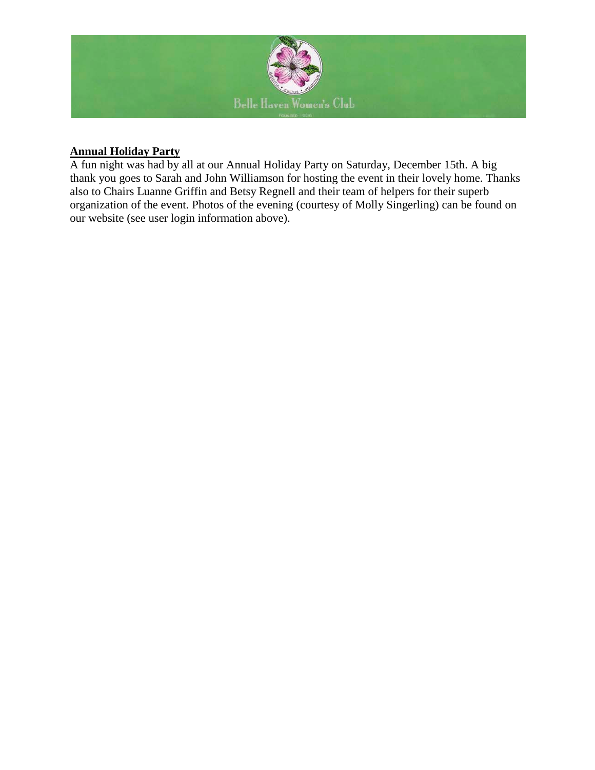## Annual Holiday Party

A fun night was had by all at our Annual Holiday Party on Saturday, December 15th. A big thank you goes to Sarah and John Williamson for hosting the event in their lovely home. Thanks also to Chairs Luanne Griffin and Betsy Regnell and their team of helpers for their superb organization of the event. Photos of the evening (courtesy of Molly Singerling) can be found on our website (see user login information above).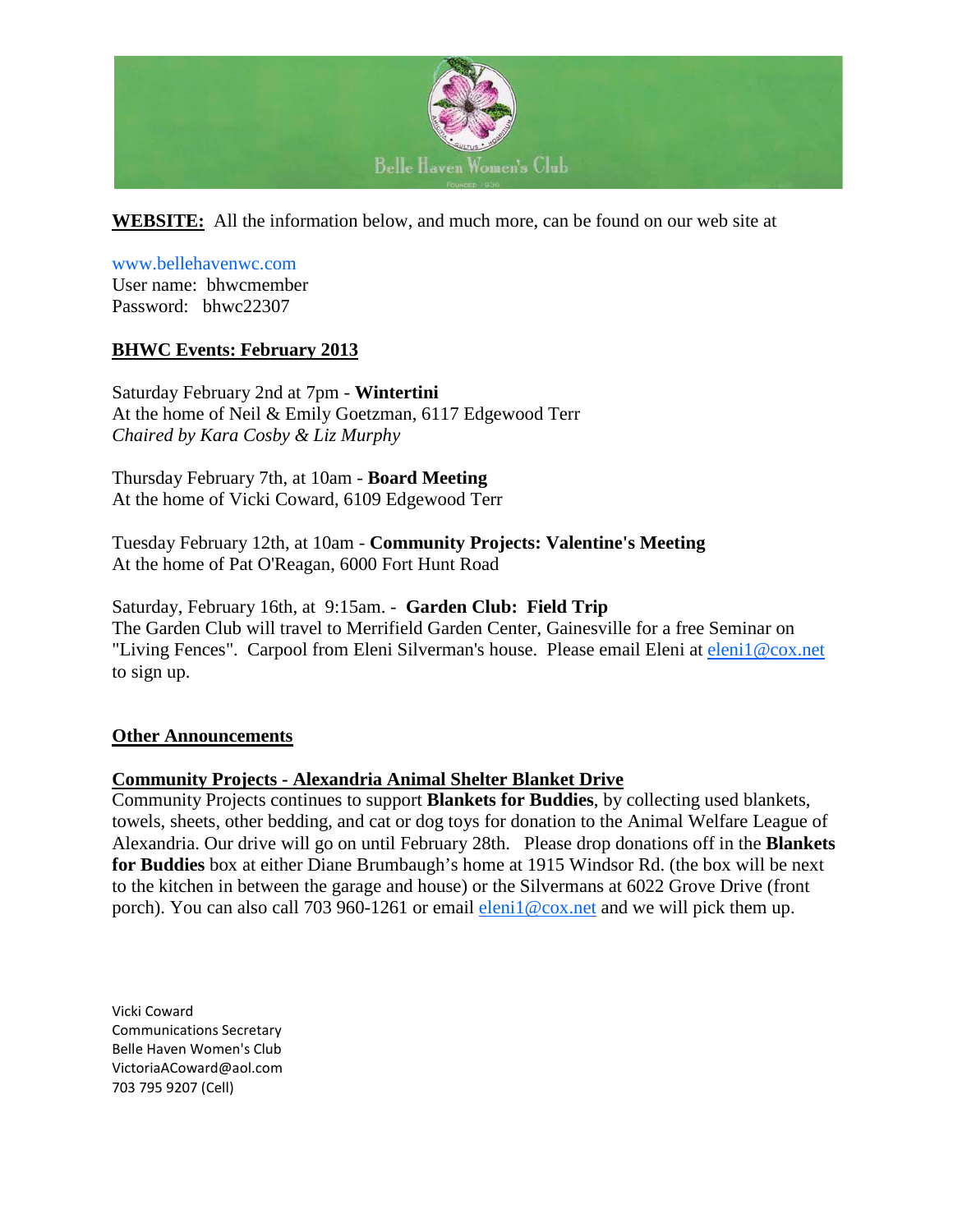Belle Haven Women's Club

**WEBSITE:** All the information below, and much more, can be found on our web site at

www.bellehavenwc.com
User name: bhwcmember
Password: bhwc22307

**BHWC Events: February 2013**

Saturday February 2nd at 7pm - **Wintertini**
At the home of Neil & Emily Goetzman, 6117 Edgewood Terr
*Chaired by Kara Cosby & Liz Murphy*

Thursday February 7th, at 10am - **Board Meeting**
At the home of Vicki Coward, 6109 Edgewood Terr

Tuesday February 12th, at 10am - **Community Projects: Valentine's Meeting**
At the home of Pat O'Reagan, 6000 Fort Hunt Road

Saturday, February 16th, at 9:15am. - **Garden Club: Field Trip**
The Garden Club will travel to Merrifield Garden Center, Gainesville for a free Seminar on "Living Fences". Carpool from Eleni Silverman's house. Please email Eleni at eleni1@cox.net to sign up.

**Other Announcements**

**Community Projects - Alexandria Animal Shelter Blanket Drive**
Community Projects continues to support **Blankets for Buddies**, by collecting used blankets, towels, sheets, other bedding, and cat or dog toys for donation to the Animal Welfare League of Alexandria. Our drive will go on until February 28th. Please drop donations off in the **Blankets for Buddies** box at either Diane Brumbaugh's home at 1915 Windsor Rd. (the box will be next to the kitchen in between the garage and house) or the Silvermans at 6022 Grove Drive (front porch). You can also call 703 960-1261 or email eleni1@cox.net and we will pick them up.

Vicki Coward
Communications Secretary
Belle Haven Women's Club
VictoriaACoward@aol.com
703 795 9207 (Cell)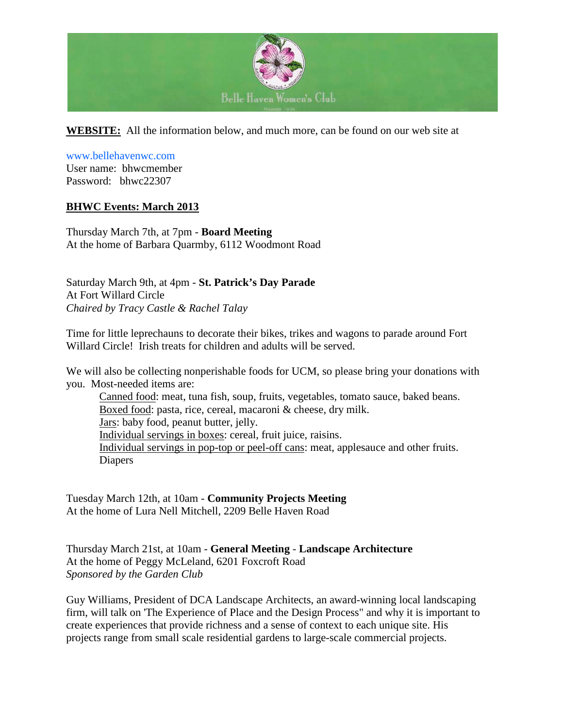Belle Haven Women's Club

**WEBSITE:** All the information below, and much more, can be found on our web site at

www.bellehavenwc.com
User name: bhwcmember
Password: bhwc22307

**BHWC Events: March 2013**

Thursday March 7th, at 7pm - **Board Meeting**
At the home of Barbara Quarmby, 6112 Woodmont Road

Saturday March 9th, at 4pm - **St. Patrick's Day Parade**
At Fort Willard Circle
*Chaired by Tracy Castle & Rachel Talay*

Time for little leprechauns to decorate their bikes, trikes and wagons to parade around Fort Willard Circle! Irish treats for children and adults will be served.

We will also be collecting nonperishable foods for UCM, so please bring your donations with you. Most-needed items are:

- Canned food: meat, tuna fish, soup, fruits, vegetables, tomato sauce, baked beans.
- Boxed food: pasta, rice, cereal, macaroni & cheese, dry milk.
- Jars: baby food, peanut butter, jelly.
- Individual servings in boxes: cereal, fruit juice, raisins.
- Individual servings in pop-top or peel-off cans: meat, applesauce and other fruits.
- Diapers

Tuesday March 12th, at 10am - **Community Projects Meeting**
At the home of Lura Nell Mitchell, 2209 Belle Haven Road

Thursday March 21st, at 10am - **General Meeting** - **Landscape Architecture**
At the home of Peggy McLeland, 6201 Foxcroft Road
*Sponsored by the Garden Club*

Guy Williams, President of DCA Landscape Architects, an award-winning local landscaping firm, will talk on 'The Experience of Place and the Design Process" and why it is important to create experiences that provide richness and a sense of context to each unique site. His projects range from small scale residential gardens to large-scale commercial projects.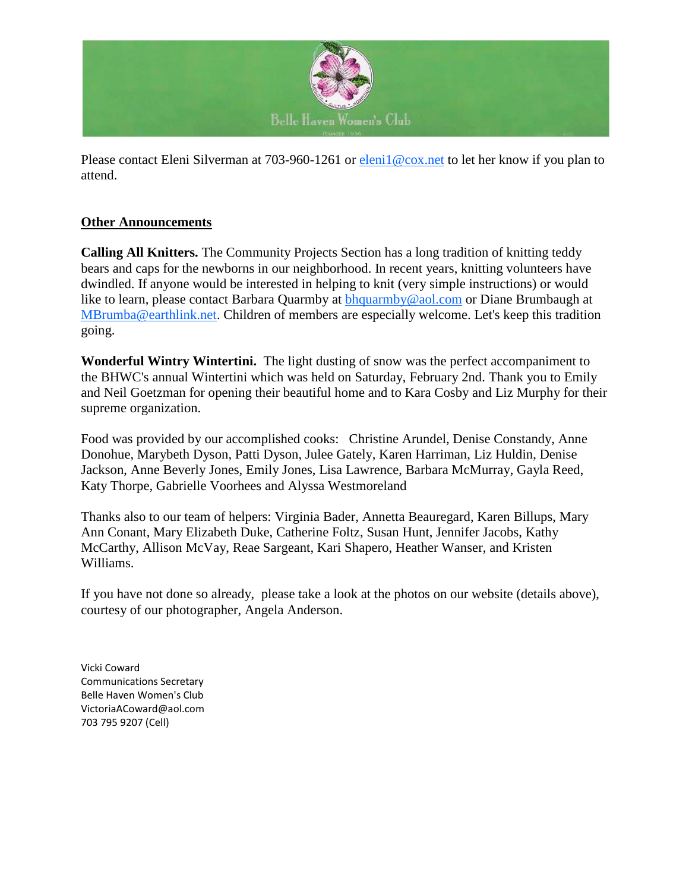Please contact Eleni Silverman at 703-960-1261 or eleni1@cox.net to let her know if you plan to attend.

## Other Announcements

**Calling All Knitters.** The Community Projects Section has a long tradition of knitting teddy bears and caps for the newborns in our neighborhood. In recent years, knitting volunteers have dwindled. If anyone would be interested in helping to knit (very simple instructions) or would like to learn, please contact Barbara Quarmby at bhquarmby@aol.com or Diane Brumbaugh at MBrumba@earthlink.net. Children of members are especially welcome. Let's keep this tradition going.

**Wonderful Wintry Wintertini.** The light dusting of snow was the perfect accompaniment to the BHWC's annual Wintertini which was held on Saturday, February 2nd. Thank you to Emily and Neil Goetzman for opening their beautiful home and to Kara Cosby and Liz Murphy for their supreme organization.

Food was provided by our accomplished cooks: Christine Arundel, Denise Constandy, Anne Donohue, Marybeth Dyson, Patti Dyson, Julee Gately, Karen Harriman, Liz Huldin, Denise Jackson, Anne Beverly Jones, Emily Jones, Lisa Lawrence, Barbara McMurray, Gayla Reed, Katy Thorpe, Gabrielle Voorhees and Alyssa Westmoreland

Thanks also to our team of helpers: Virginia Bader, Annetta Beauregard, Karen Billups, Mary Ann Conant, Mary Elizabeth Duke, Catherine Foltz, Susan Hunt, Jennifer Jacobs, Kathy McCarthy, Allison McVay, Reae Sargeant, Kari Shapero, Heather Wanser, and Kristen Williams.

If you have not done so already, please take a look at the photos on our website (details above), courtesy of our photographer, Angela Anderson.

Vicki Coward
Communications Secretary
Belle Haven Women's Club
VictoriaACoward@aol.com
703 795 9207 (Cell)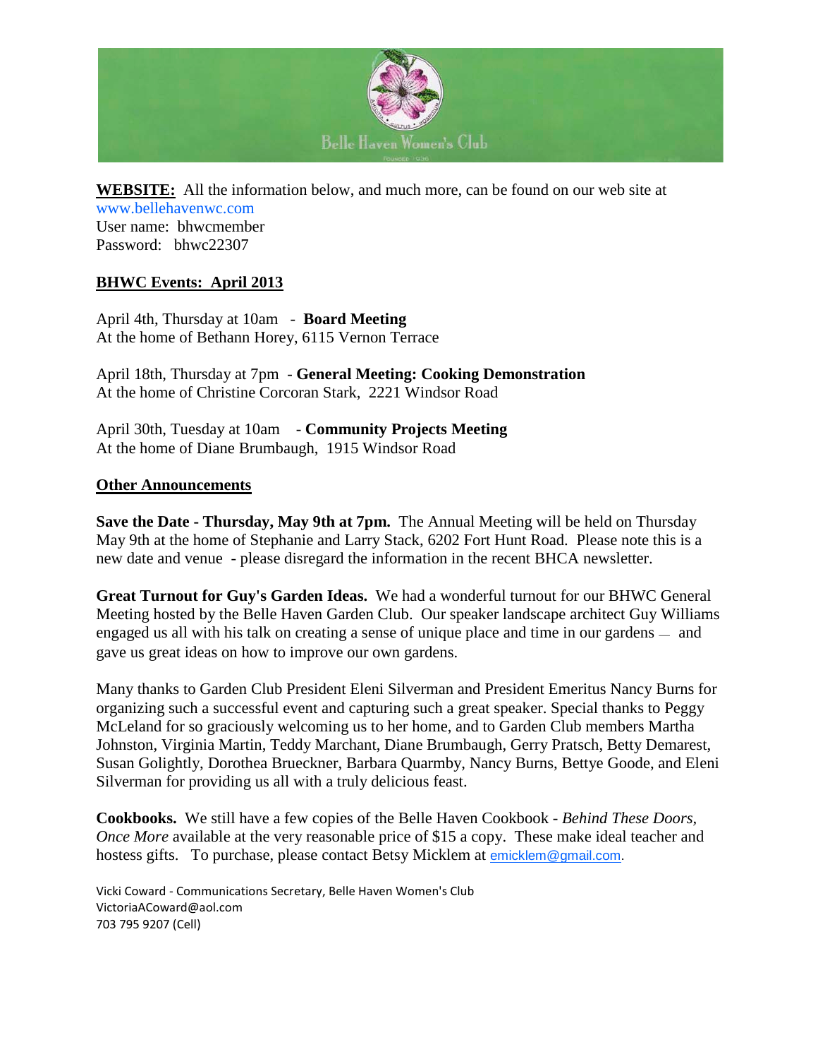**Belle Haven Women's Club**

**WEBSITE:** All the information below, and much more, can be found on our web site at www.bellehavenwc.com
User name: bhwcmember
Password: bhwc22307

## BHWC Events: April 2013

April 4th, Thursday at 10am - **Board Meeting**
At the home of Bethann Horey, 6115 Vernon Terrace

April 18th, Thursday at 7pm - **General Meeting: Cooking Demonstration**
At the home of Christine Corcoran Stark, 2221 Windsor Road

April 30th, Tuesday at 10am - **Community Projects Meeting**
At the home of Diane Brumbaugh, 1915 Windsor Road

## Other Announcements

**Save the Date - Thursday, May 9th at 7pm.** The Annual Meeting will be held on Thursday May 9th at the home of Stephanie and Larry Stack, 6202 Fort Hunt Road. Please note this is a new date and venue - please disregard the information in the recent BHCA newsletter.

**Great Turnout for Guy's Garden Ideas.** We had a wonderful turnout for our BHWC General Meeting hosted by the Belle Haven Garden Club. Our speaker landscape architect Guy Williams engaged us all with his talk on creating a sense of unique place and time in our gardens — and gave us great ideas on how to improve our own gardens.

Many thanks to Garden Club President Eleni Silverman and President Emeritus Nancy Burns for organizing such a successful event and capturing such a great speaker. Special thanks to Peggy McLeland for so graciously welcoming us to her home, and to Garden Club members Martha Johnston, Virginia Martin, Teddy Marchant, Diane Brumbaugh, Gerry Pratsch, Betty Demarest, Susan Golightly, Dorothea Brueckner, Barbara Quarmby, Nancy Burns, Bettye Goode, and Eleni Silverman for providing us all with a truly delicious feast.

**Cookbooks.** We still have a few copies of the Belle Haven Cookbook - *Behind These Doors, Once More* available at the very reasonable price of $15 a copy. These make ideal teacher and hostess gifts. To purchase, please contact Betsy Micklem at emicklem@gmail.com.

Vicki Coward - Communications Secretary, Belle Haven Women's Club
VictoriaACoward@aol.com
703 795 9207 (Cell)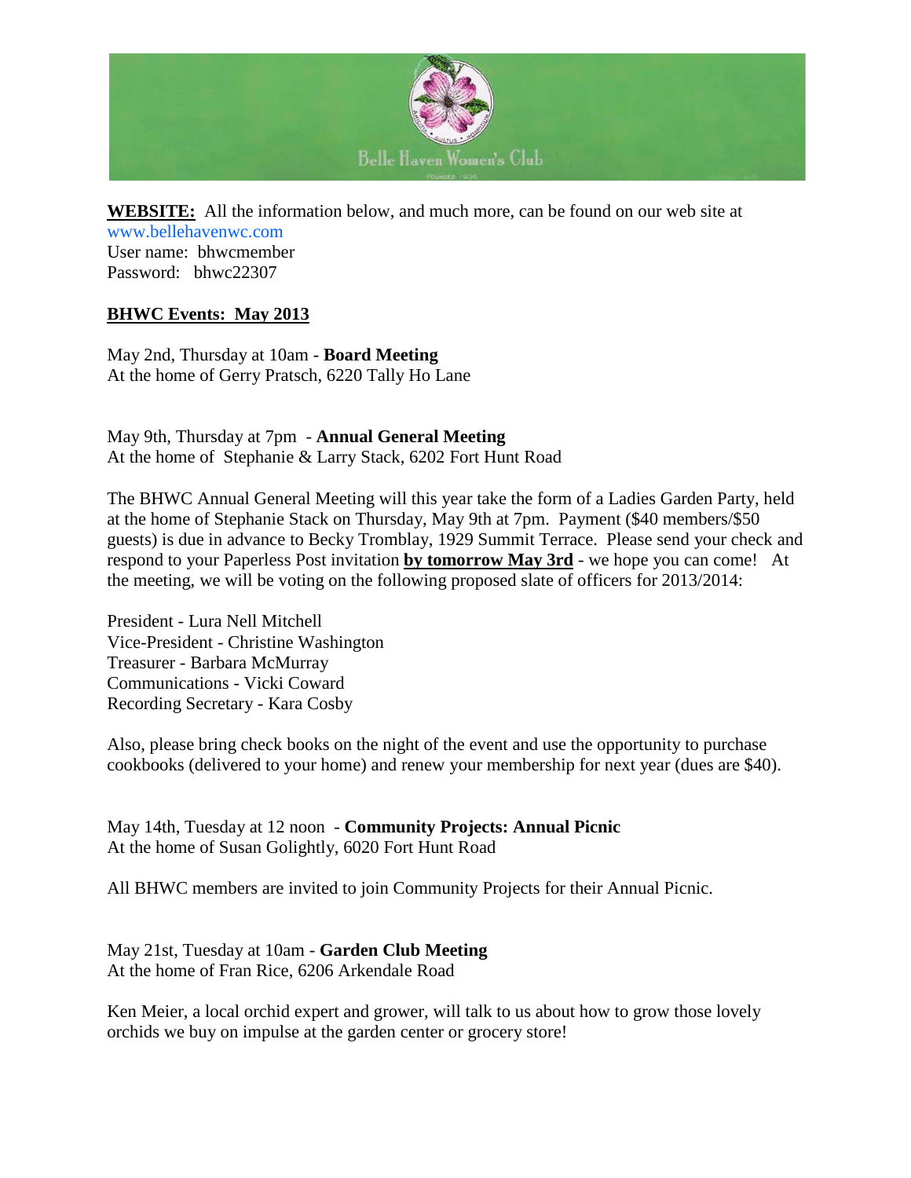**WEBSITE:** All the information below, and much more, can be found on our web site at www.bellehavenwc.com
User name: bhwcmember
Password: bhwc22307

**BHWC Events: May 2013**

May 2nd, Thursday at 10am - **Board Meeting**
At the home of Gerry Pratsch, 6220 Tally Ho Lane

May 9th, Thursday at 7pm - **Annual General Meeting**
At the home of Stephanie & Larry Stack, 6202 Fort Hunt Road

The BHWC Annual General Meeting will this year take the form of a Ladies Garden Party, held at the home of Stephanie Stack on Thursday, May 9th at 7pm. Payment ($40 members/$50 guests) is due in advance to Becky Tromblay, 1929 Summit Terrace. Please send your check and respond to your Paperless Post invitation **by tomorrow May 3rd** - we hope you can come! At the meeting, we will be voting on the following proposed slate of officers for 2013/2014:

President - Lura Nell Mitchell
Vice-President - Christine Washington
Treasurer - Barbara McMurray
Communications - Vicki Coward
Recording Secretary - Kara Cosby

Also, please bring check books on the night of the event and use the opportunity to purchase cookbooks (delivered to your home) and renew your membership for next year (dues are $40).

May 14th, Tuesday at 12 noon - **Community Projects: Annual Picnic**
At the home of Susan Golightly, 6020 Fort Hunt Road

All BHWC members are invited to join Community Projects for their Annual Picnic.

May 21st, Tuesday at 10am - **Garden Club Meeting**
At the home of Fran Rice, 6206 Arkendale Road

Ken Meier, a local orchid expert and grower, will talk to us about how to grow those lovely orchids we buy on impulse at the garden center or grocery store!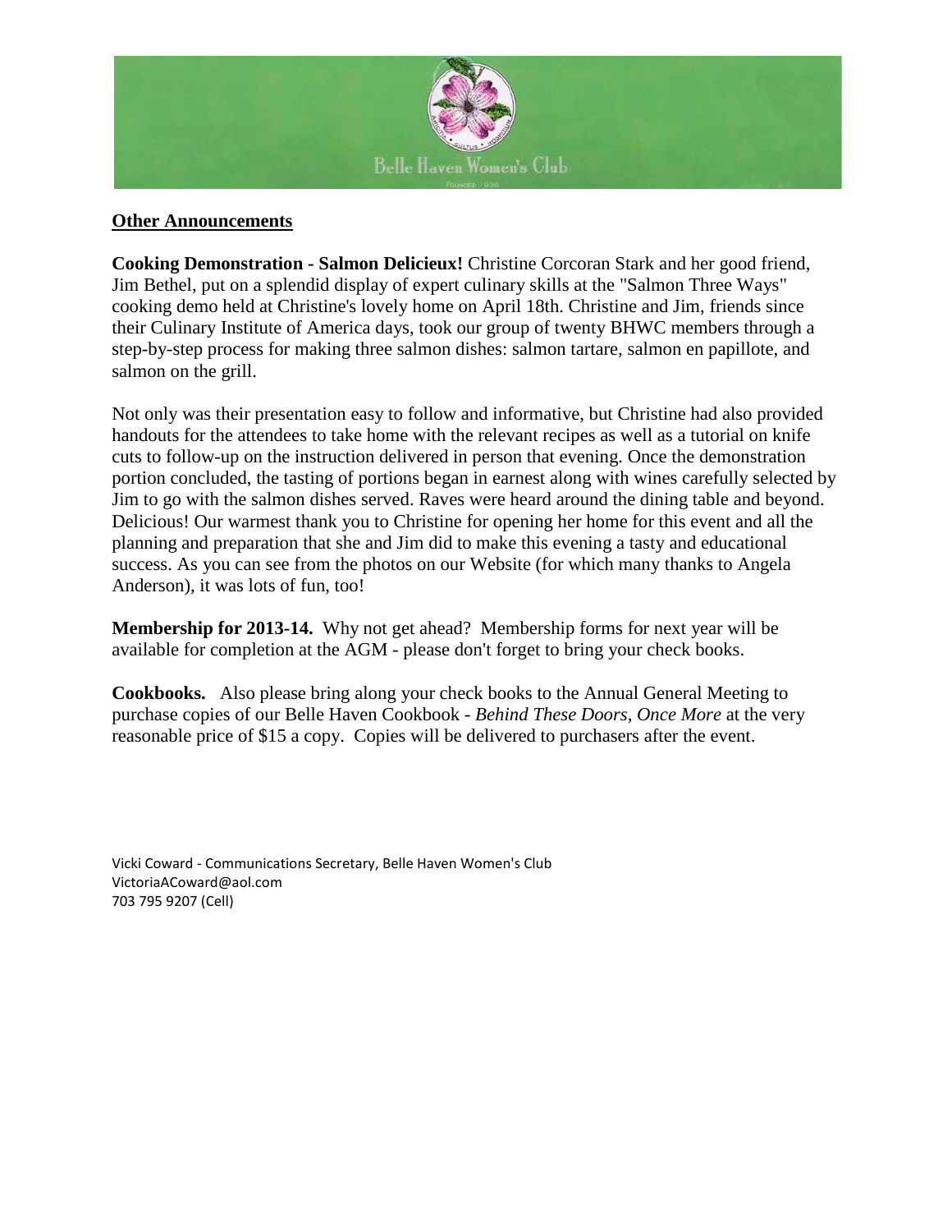**Other Announcements**

**Cooking Demonstration - Salmon Delicieux!** Christine Corcoran Stark and her good friend, Jim Bethel, put on a splendid display of expert culinary skills at the "Salmon Three Ways" cooking demo held at Christine's lovely home on April 18th. Christine and Jim, friends since their Culinary Institute of America days, took our group of twenty BHWC members through a step-by-step process for making three salmon dishes: salmon tartare, salmon en papillote, and salmon on the grill.

Not only was their presentation easy to follow and informative, but Christine had also provided handouts for the attendees to take home with the relevant recipes as well as a tutorial on knife cuts to follow-up on the instruction delivered in person that evening. Once the demonstration portion concluded, the tasting of portions began in earnest along with wines carefully selected by Jim to go with the salmon dishes served. Raves were heard around the dining table and beyond. Delicious! Our warmest thank you to Christine for opening her home for this event and all the planning and preparation that she and Jim did to make this evening a tasty and educational success. As you can see from the photos on our Website (for which many thanks to Angela Anderson), it was lots of fun, too!

**Membership for 2013-14.** Why not get ahead? Membership forms for next year will be available for completion at the AGM - please don't forget to bring your check books.

**Cookbooks.** Also please bring along your check books to the Annual General Meeting to purchase copies of our Belle Haven Cookbook - *Behind These Doors, Once More* at the very reasonable price of $15 a copy. Copies will be delivered to purchasers after the event.

Vicki Coward - Communications Secretary, Belle Haven Women's Club
VictoriaACoward@aol.com
703 795 9207 (Cell)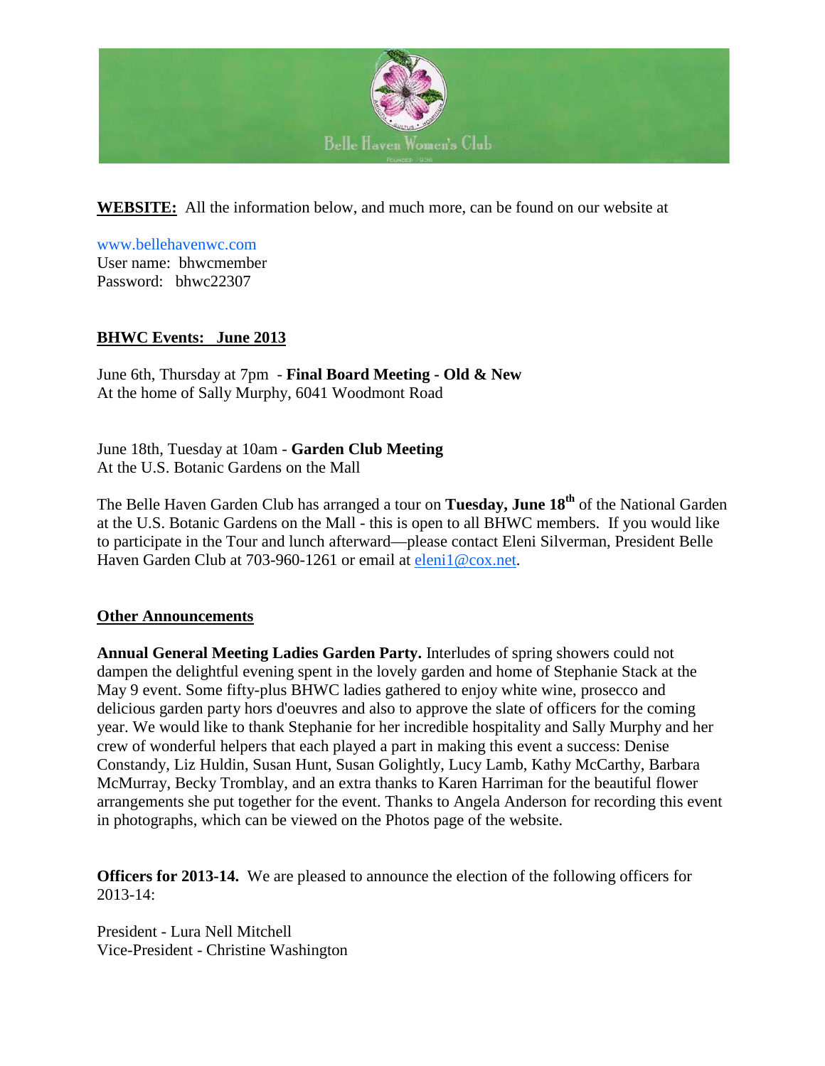**WEBSITE:** All the information below, and much more, can be found on our website at

www.bellehavenwc.com
User name: bhwcmember
Password: bhwc22307

**BHWC Events: June 2013**

June 6th, Thursday at 7pm - **Final Board Meeting - Old & New**
At the home of Sally Murphy, 6041 Woodmont Road

June 18th, Tuesday at 10am - **Garden Club Meeting**
At the U.S. Botanic Gardens on the Mall

The Belle Haven Garden Club has arranged a tour on **Tuesday, June 18th** of the National Garden at the U.S. Botanic Gardens on the Mall - this is open to all BHWC members. If you would like to participate in the Tour and lunch afterward—please contact Eleni Silverman, President Belle Haven Garden Club at 703-960-1261 or email at eleni1@cox.net.

**Other Announcements**

**Annual General Meeting Ladies Garden Party.** Interludes of spring showers could not dampen the delightful evening spent in the lovely garden and home of Stephanie Stack at the May 9 event. Some fifty-plus BHWC ladies gathered to enjoy white wine, prosecco and delicious garden party hors d'oeuvres and also to approve the slate of officers for the coming year. We would like to thank Stephanie for her incredible hospitality and Sally Murphy and her crew of wonderful helpers that each played a part in making this event a success: Denise Constandy, Liz Huldin, Susan Hunt, Susan Golightly, Lucy Lamb, Kathy McCarthy, Barbara McMurray, Becky Tromblay, and an extra thanks to Karen Harriman for the beautiful flower arrangements she put together for the event. Thanks to Angela Anderson for recording this event in photographs, which can be viewed on the Photos page of the website.

**Officers for 2013-14.** We are pleased to announce the election of the following officers for 2013-14:

President - Lura Nell Mitchell
Vice-President - Christine Washington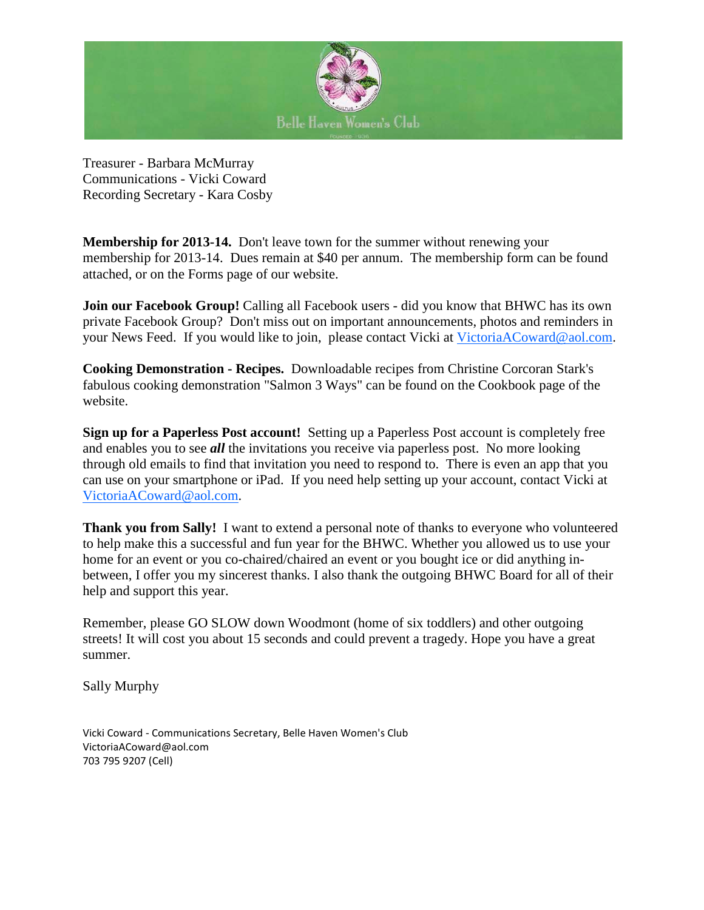Belle Haven Women's Club

Treasurer - Barbara McMurray
Communications - Vicki Coward
Recording Secretary - Kara Cosby

**Membership for 2013-14.** Don't leave town for the summer without renewing your membership for 2013-14. Dues remain at $40 per annum. The membership form can be found attached, or on the Forms page of our website.

**Join our Facebook Group!** Calling all Facebook users - did you know that BHWC has its own private Facebook Group? Don't miss out on important announcements, photos and reminders in your News Feed. If you would like to join, please contact Vicki at VictoriaACoward@aol.com.

**Cooking Demonstration - Recipes.** Downloadable recipes from Christine Corcoran Stark's fabulous cooking demonstration "Salmon 3 Ways" can be found on the Cookbook page of the website.

**Sign up for a Paperless Post account!** Setting up a Paperless Post account is completely free and enables you to see ***all*** the invitations you receive via paperless post. No more looking through old emails to find that invitation you need to respond to. There is even an app that you can use on your smartphone or iPad. If you need help setting up your account, contact Vicki at VictoriaACoward@aol.com.

**Thank you from Sally!** I want to extend a personal note of thanks to everyone who volunteered to help make this a successful and fun year for the BHWC. Whether you allowed us to use your home for an event or you co-chaired/chaired an event or you bought ice or did anything in-between, I offer you my sincerest thanks. I also thank the outgoing BHWC Board for all of their help and support this year.

Remember, please GO SLOW down Woodmont (home of six toddlers) and other outgoing streets! It will cost you about 15 seconds and could prevent a tragedy. Hope you have a great summer.

Sally Murphy

Vicki Coward - Communications Secretary, Belle Haven Women's Club
VictoriaACoward@aol.com
703 795 9207 (Cell)